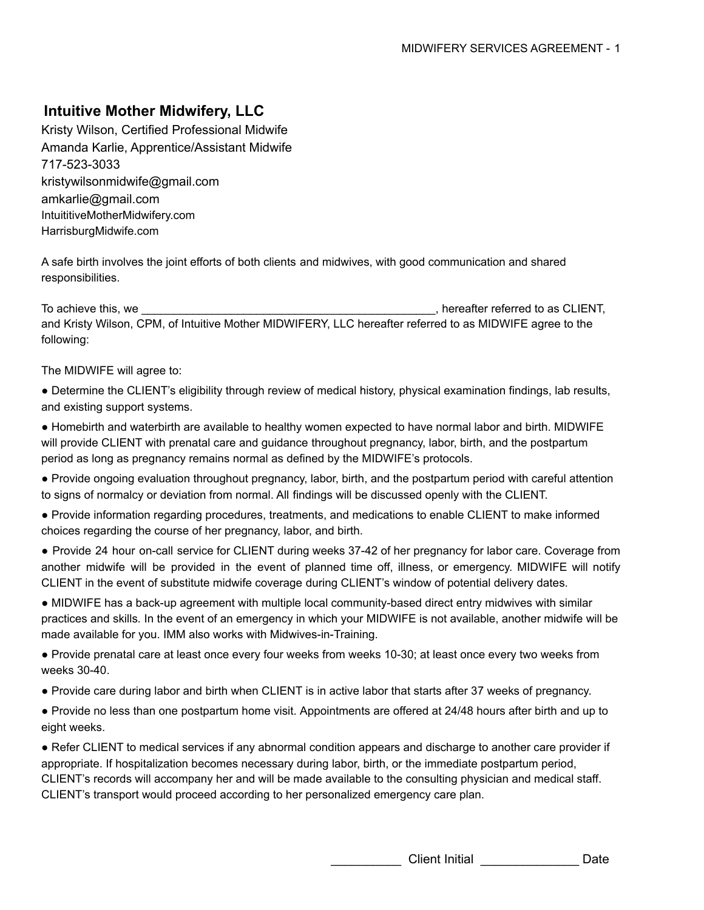## Intuitive Mother Midwifery, LLC

Kristy Wilson, Certified Professional Midwife
Amanda Karlie, Apprentice/Assistant Midwife
717-523-3033
kristywilsonmidwife@gmail.com
amkarlie@gmail.com
IntuititiveMotherMidwifery.com
HarrisburgMidwife.com

A safe birth involves the joint efforts of both clients and midwives, with good communication and shared responsibilities.

To achieve this, we ______________________________________________, hereafter referred to as CLIENT, and Kristy Wilson, CPM, of Intuitive Mother MIDWIFERY, LLC hereafter referred to as MIDWIFE agree to the following:

The MIDWIFE will agree to:

- Determine the CLIENT's eligibility through review of medical history, physical examination findings, lab results, and existing support systems.
- Homebirth and waterbirth are available to healthy women expected to have normal labor and birth. MIDWIFE will provide CLIENT with prenatal care and guidance throughout pregnancy, labor, birth, and the postpartum period as long as pregnancy remains normal as defined by the MIDWIFE's protocols.
- Provide ongoing evaluation throughout pregnancy, labor, birth, and the postpartum period with careful attention to signs of normalcy or deviation from normal. All findings will be discussed openly with the CLIENT.
- Provide information regarding procedures, treatments, and medications to enable CLIENT to make informed choices regarding the course of her pregnancy, labor, and birth.
- Provide 24 hour on-call service for CLIENT during weeks 37-42 of her pregnancy for labor care. Coverage from another midwife will be provided in the event of planned time off, illness, or emergency. MIDWIFE will notify CLIENT in the event of substitute midwife coverage during CLIENT's window of potential delivery dates.
- MIDWIFE has a back-up agreement with multiple local community-based direct entry midwives with similar practices and skills. In the event of an emergency in which your MIDWIFE is not available, another midwife will be made available for you. IMM also works with Midwives-in-Training.
- Provide prenatal care at least once every four weeks from weeks 10-30; at least once every two weeks from weeks 30-40.
- Provide care during labor and birth when CLIENT is in active labor that starts after 37 weeks of pregnancy.
- Provide no less than one postpartum home visit. Appointments are offered at 24/48 hours after birth and up to eight weeks.
- Refer CLIENT to medical services if any abnormal condition appears and discharge to another care provider if appropriate. If hospitalization becomes necessary during labor, birth, or the immediate postpartum period, CLIENT's records will accompany her and will be made available to the consulting physician and medical staff. CLIENT's transport would proceed according to her personalized emergency care plan.

__________ Client Initial ______________ Date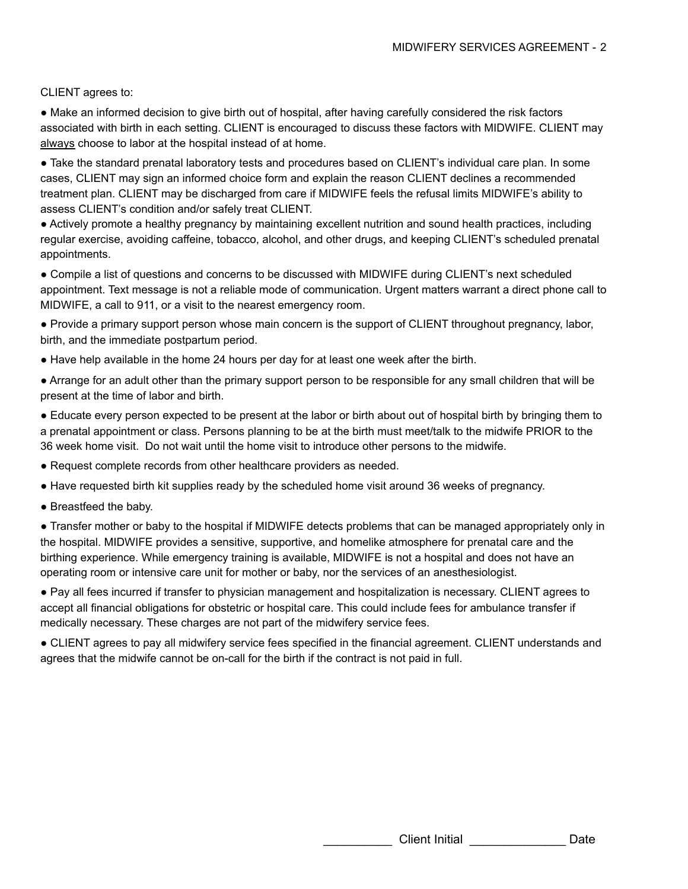CLIENT agrees to:

- Make an informed decision to give birth out of hospital, after having carefully considered the risk factors associated with birth in each setting. CLIENT is encouraged to discuss these factors with MIDWIFE. CLIENT may <u>always</u> choose to labor at the hospital instead of at home.
- Take the standard prenatal laboratory tests and procedures based on CLIENT's individual care plan. In some cases, CLIENT may sign an informed choice form and explain the reason CLIENT declines a recommended treatment plan. CLIENT may be discharged from care if MIDWIFE feels the refusal limits MIDWIFE's ability to assess CLIENT's condition and/or safely treat CLIENT.
- Actively promote a healthy pregnancy by maintaining excellent nutrition and sound health practices, including regular exercise, avoiding caffeine, tobacco, alcohol, and other drugs, and keeping CLIENT's scheduled prenatal appointments.
- Compile a list of questions and concerns to be discussed with MIDWIFE during CLIENT's next scheduled appointment. Text message is not a reliable mode of communication. Urgent matters warrant a direct phone call to MIDWIFE, a call to 911, or a visit to the nearest emergency room.
- Provide a primary support person whose main concern is the support of CLIENT throughout pregnancy, labor, birth, and the immediate postpartum period.
- Have help available in the home 24 hours per day for at least one week after the birth.
- Arrange for an adult other than the primary support person to be responsible for any small children that will be present at the time of labor and birth.
- Educate every person expected to be present at the labor or birth about out of hospital birth by bringing them to a prenatal appointment or class. Persons planning to be at the birth must meet/talk to the midwife PRIOR to the 36 week home visit. Do not wait until the home visit to introduce other persons to the midwife.
- Request complete records from other healthcare providers as needed.
- Have requested birth kit supplies ready by the scheduled home visit around 36 weeks of pregnancy.
- Breastfeed the baby.
- Transfer mother or baby to the hospital if MIDWIFE detects problems that can be managed appropriately only in the hospital. MIDWIFE provides a sensitive, supportive, and homelike atmosphere for prenatal care and the birthing experience. While emergency training is available, MIDWIFE is not a hospital and does not have an operating room or intensive care unit for mother or baby, nor the services of an anesthesiologist.
- Pay all fees incurred if transfer to physician management and hospitalization is necessary. CLIENT agrees to accept all financial obligations for obstetric or hospital care. This could include fees for ambulance transfer if medically necessary. These charges are not part of the midwifery service fees.
- CLIENT agrees to pay all midwifery service fees specified in the financial agreement. CLIENT understands and agrees that the midwife cannot be on-call for the birth if the contract is not paid in full.

__________ Client Initial ______________ Date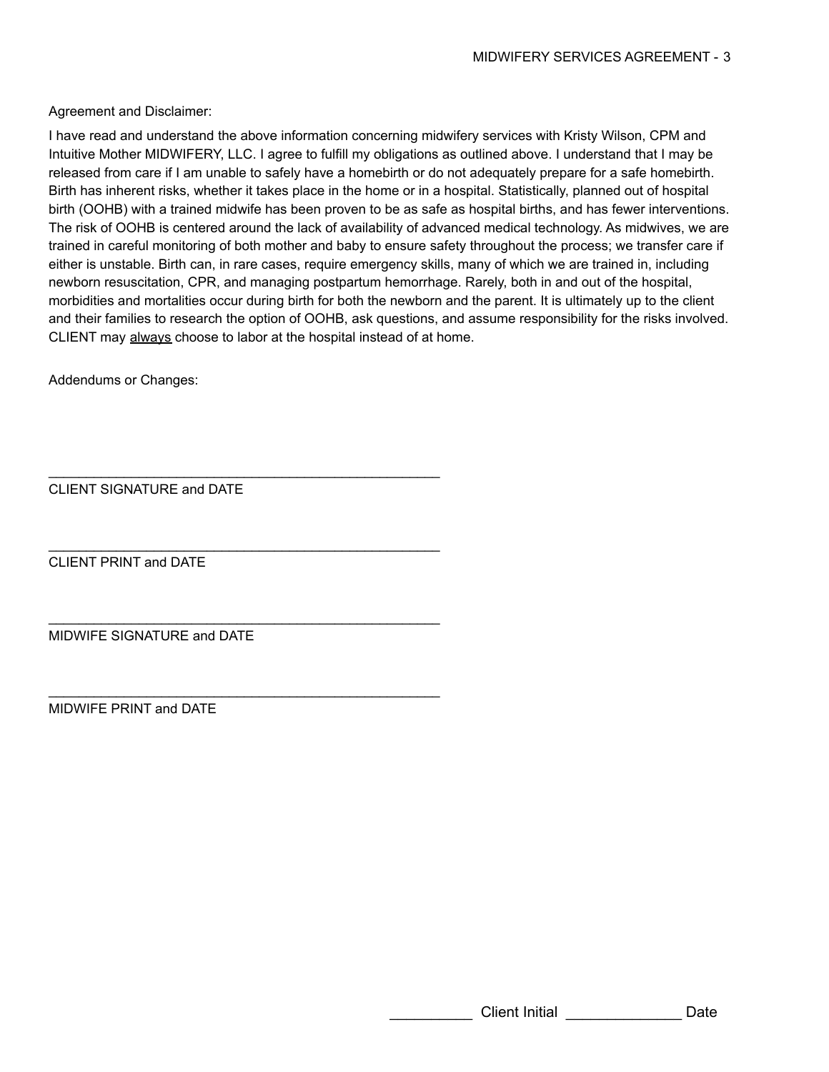Agreement and Disclaimer:

I have read and understand the above information concerning midwifery services with Kristy Wilson, CPM and Intuitive Mother MIDWIFERY, LLC. I agree to fulfill my obligations as outlined above. I understand that I may be released from care if I am unable to safely have a homebirth or do not adequately prepare for a safe homebirth. Birth has inherent risks, whether it takes place in the home or in a hospital. Statistically, planned out of hospital birth (OOHB) with a trained midwife has been proven to be as safe as hospital births, and has fewer interventions. The risk of OOHB is centered around the lack of availability of advanced medical technology. As midwives, we are trained in careful monitoring of both mother and baby to ensure safety throughout the process; we transfer care if either is unstable. Birth can, in rare cases, require emergency skills, many of which we are trained in, including newborn resuscitation, CPR, and managing postpartum hemorrhage. Rarely, both in and out of the hospital, morbidities and mortalities occur during birth for both the newborn and the parent. It is ultimately up to the client and their families to research the option of OOHB, ask questions, and assume responsibility for the risks involved. CLIENT may <u>always</u> choose to labor at the hospital instead of at home.

Addendums or Changes:

_____________________________________________________
CLIENT SIGNATURE and DATE

_____________________________________________________
CLIENT PRINT and DATE

_____________________________________________________
MIDWIFE SIGNATURE and DATE

_____________________________________________________
MIDWIFE PRINT and DATE

__________ Client Initial ______________ Date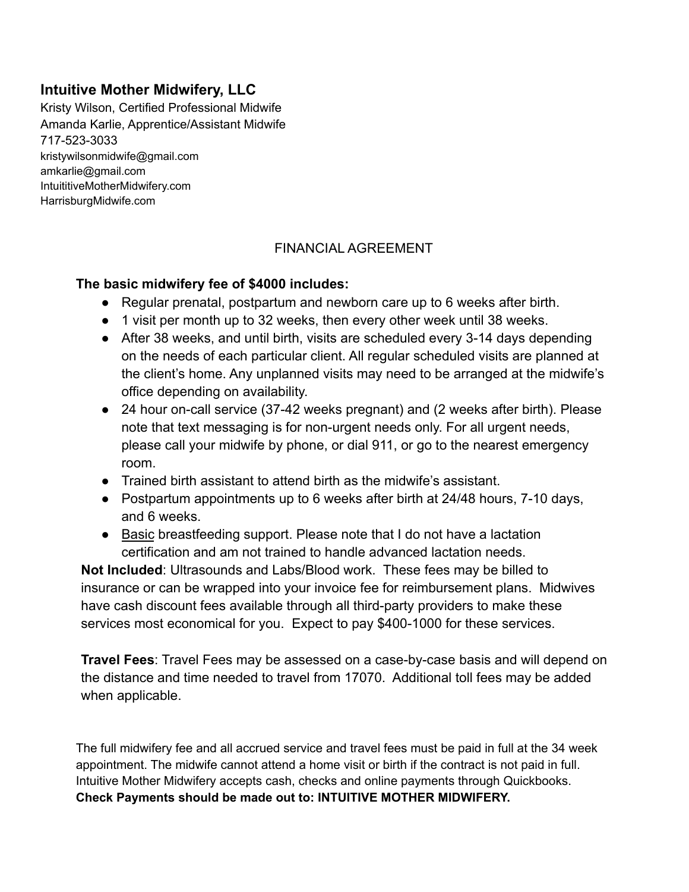## Intuitive Mother Midwifery, LLC

Kristy Wilson, Certified Professional Midwife
Amanda Karlie, Apprentice/Assistant Midwife
717-523-3033
kristywilsonmidwife@gmail.com
amkarlie@gmail.com
IntuititiveMotherMidwifery.com
HarrisburgMidwife.com

FINANCIAL AGREEMENT

**The basic midwifery fee of $4000 includes:**

- Regular prenatal, postpartum and newborn care up to 6 weeks after birth.
- 1 visit per month up to 32 weeks, then every other week until 38 weeks.
- After 38 weeks, and until birth, visits are scheduled every 3-14 days depending on the needs of each particular client. All regular scheduled visits are planned at the client's home. Any unplanned visits may need to be arranged at the midwife's office depending on availability.
- 24 hour on-call service (37-42 weeks pregnant) and (2 weeks after birth). Please note that text messaging is for non-urgent needs only. For all urgent needs, please call your midwife by phone, or dial 911, or go to the nearest emergency room.
- Trained birth assistant to attend birth as the midwife's assistant.
- Postpartum appointments up to 6 weeks after birth at 24/48 hours, 7-10 days, and 6 weeks.
- <u>Basic</u> breastfeeding support. Please note that I do not have a lactation certification and am not trained to handle advanced lactation needs.

**Not Included**: Ultrasounds and Labs/Blood work. These fees may be billed to insurance or can be wrapped into your invoice fee for reimbursement plans. Midwives have cash discount fees available through all third-party providers to make these services most economical for you. Expect to pay $400-1000 for these services.

**Travel Fees**: Travel Fees may be assessed on a case-by-case basis and will depend on the distance and time needed to travel from 17070. Additional toll fees may be added when applicable.

The full midwifery fee and all accrued service and travel fees must be paid in full at the 34 week appointment. The midwife cannot attend a home visit or birth if the contract is not paid in full. Intuitive Mother Midwifery accepts cash, checks and online payments through Quickbooks.
**Check Payments should be made out to: INTUITIVE MOTHER MIDWIFERY.**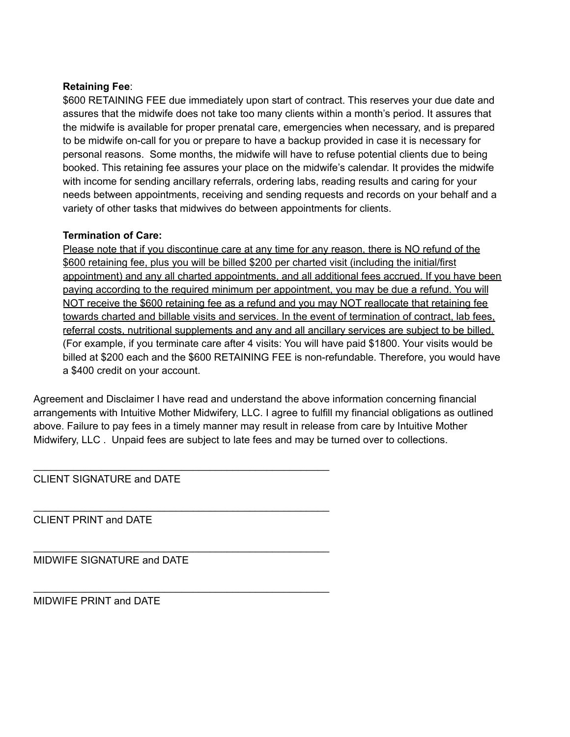**Retaining Fee**:

$600 RETAINING FEE due immediately upon start of contract. This reserves your due date and assures that the midwife does not take too many clients within a month's period. It assures that the midwife is available for proper prenatal care, emergencies when necessary, and is prepared to be midwife on-call for you or prepare to have a backup provided in case it is necessary for personal reasons. Some months, the midwife will have to refuse potential clients due to being booked. This retaining fee assures your place on the midwife's calendar. It provides the midwife with income for sending ancillary referrals, ordering labs, reading results and caring for your needs between appointments, receiving and sending requests and records on your behalf and a variety of other tasks that midwives do between appointments for clients.

**Termination of Care:**

<u>Please note that if you discontinue care at any time for any reason, there is NO refund of the $600 retaining fee, plus you will be billed $200 per charted visit (including the initial/first appointment) and any all charted appointments, and all additional fees accrued. If you have been paying according to the required minimum per appointment, you may be due a refund. You will NOT receive the $600 retaining fee as a refund and you may NOT reallocate that retaining fee towards charted and billable visits and services. In the event of termination of contract, lab fees, referral costs, nutritional supplements and any and all ancillary services are subject to be billed.</u> (For example, if you terminate care after 4 visits: You will have paid $1800. Your visits would be billed at $200 each and the $600 RETAINING FEE is non-refundable. Therefore, you would have a $400 credit on your account.

Agreement and Disclaimer I have read and understand the above information concerning financial arrangements with Intuitive Mother Midwifery, LLC. I agree to fulfill my financial obligations as outlined above. Failure to pay fees in a timely manner may result in release from care by Intuitive Mother Midwifery, LLC . Unpaid fees are subject to late fees and may be turned over to collections.

\_\_\_\_\_\_\_\_\_\_\_\_\_\_\_\_\_\_\_\_\_\_\_\_\_\_\_\_\_\_\_\_\_\_\_\_\_\_\_\_\_\_\_\_\_\_\_\_

CLIENT SIGNATURE and DATE

\_\_\_\_\_\_\_\_\_\_\_\_\_\_\_\_\_\_\_\_\_\_\_\_\_\_\_\_\_\_\_\_\_\_\_\_\_\_\_\_\_\_\_\_\_\_\_\_

CLIENT PRINT and DATE

\_\_\_\_\_\_\_\_\_\_\_\_\_\_\_\_\_\_\_\_\_\_\_\_\_\_\_\_\_\_\_\_\_\_\_\_\_\_\_\_\_\_\_\_\_\_\_\_

MIDWIFE SIGNATURE and DATE

\_\_\_\_\_\_\_\_\_\_\_\_\_\_\_\_\_\_\_\_\_\_\_\_\_\_\_\_\_\_\_\_\_\_\_\_\_\_\_\_\_\_\_\_\_\_\_\_

MIDWIFE PRINT and DATE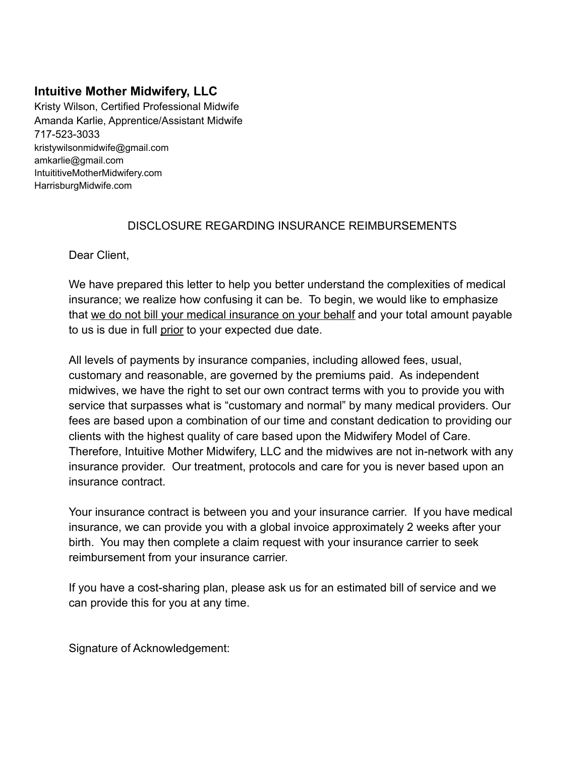## Intuitive Mother Midwifery, LLC

Kristy Wilson, Certified Professional Midwife
Amanda Karlie, Apprentice/Assistant Midwife
717-523-3033
kristywilsonmidwife@gmail.com
amkarlie@gmail.com
IntuititiveMotherMidwifery.com
HarrisburgMidwife.com

DISCLOSURE REGARDING INSURANCE REIMBURSEMENTS

Dear Client,

We have prepared this letter to help you better understand the complexities of medical insurance; we realize how confusing it can be. To begin, we would like to emphasize that <u>we do not bill your medical insurance on your behalf</u> and your total amount payable to us is due in full <u>prior</u> to your expected due date.

All levels of payments by insurance companies, including allowed fees, usual, customary and reasonable, are governed by the premiums paid. As independent midwives, we have the right to set our own contract terms with you to provide you with service that surpasses what is "customary and normal" by many medical providers. Our fees are based upon a combination of our time and constant dedication to providing our clients with the highest quality of care based upon the Midwifery Model of Care. Therefore, Intuitive Mother Midwifery, LLC and the midwives are not in-network with any insurance provider. Our treatment, protocols and care for you is never based upon an insurance contract.

Your insurance contract is between you and your insurance carrier. If you have medical insurance, we can provide you with a global invoice approximately 2 weeks after your birth. You may then complete a claim request with your insurance carrier to seek reimbursement from your insurance carrier.

If you have a cost-sharing plan, please ask us for an estimated bill of service and we can provide this for you at any time.

Signature of Acknowledgement: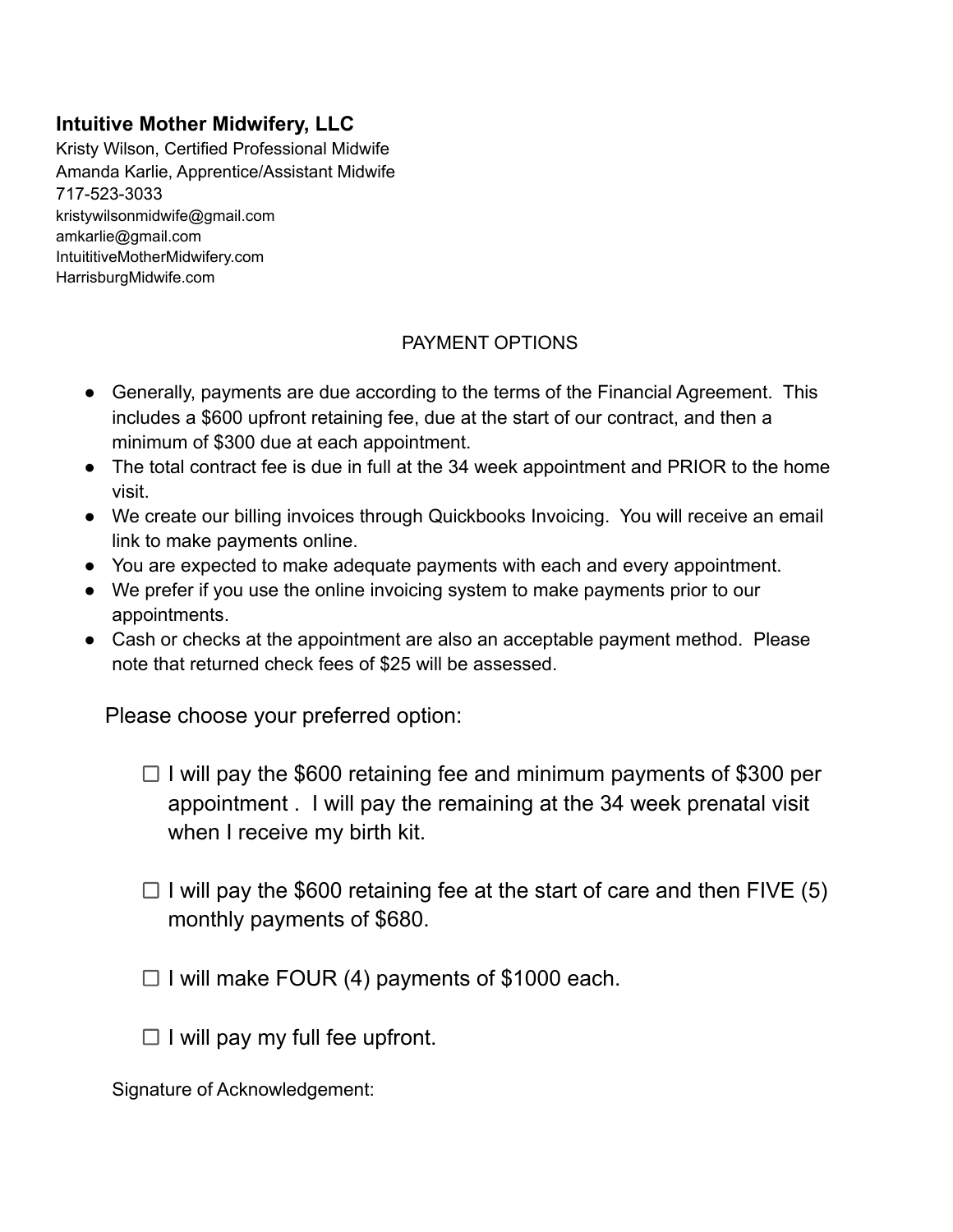**Intuitive Mother Midwifery, LLC**
Kristy Wilson, Certified Professional Midwife
Amanda Karlie, Apprentice/Assistant Midwife
717-523-3033
kristywilsonmidwife@gmail.com
amkarlie@gmail.com
IntuititiveMotherMidwifery.com
HarrisburgMidwife.com

PAYMENT OPTIONS

- Generally, payments are due according to the terms of the Financial Agreement. This includes a $600 upfront retaining fee, due at the start of our contract, and then a minimum of $300 due at each appointment.
- The total contract fee is due in full at the 34 week appointment and PRIOR to the home visit.
- We create our billing invoices through Quickbooks Invoicing. You will receive an email link to make payments online.
- You are expected to make adequate payments with each and every appointment.
- We prefer if you use the online invoicing system to make payments prior to our appointments.
- Cash or checks at the appointment are also an acceptable payment method. Please note that returned check fees of $25 will be assessed.

Please choose your preferred option:

- ☐ I will pay the $600 retaining fee and minimum payments of $300 per appointment . I will pay the remaining at the 34 week prenatal visit when I receive my birth kit.
- ☐ I will pay the $600 retaining fee at the start of care and then FIVE (5) monthly payments of $680.
- ☐ I will make FOUR (4) payments of $1000 each.
- ☐ I will pay my full fee upfront.

Signature of Acknowledgement: